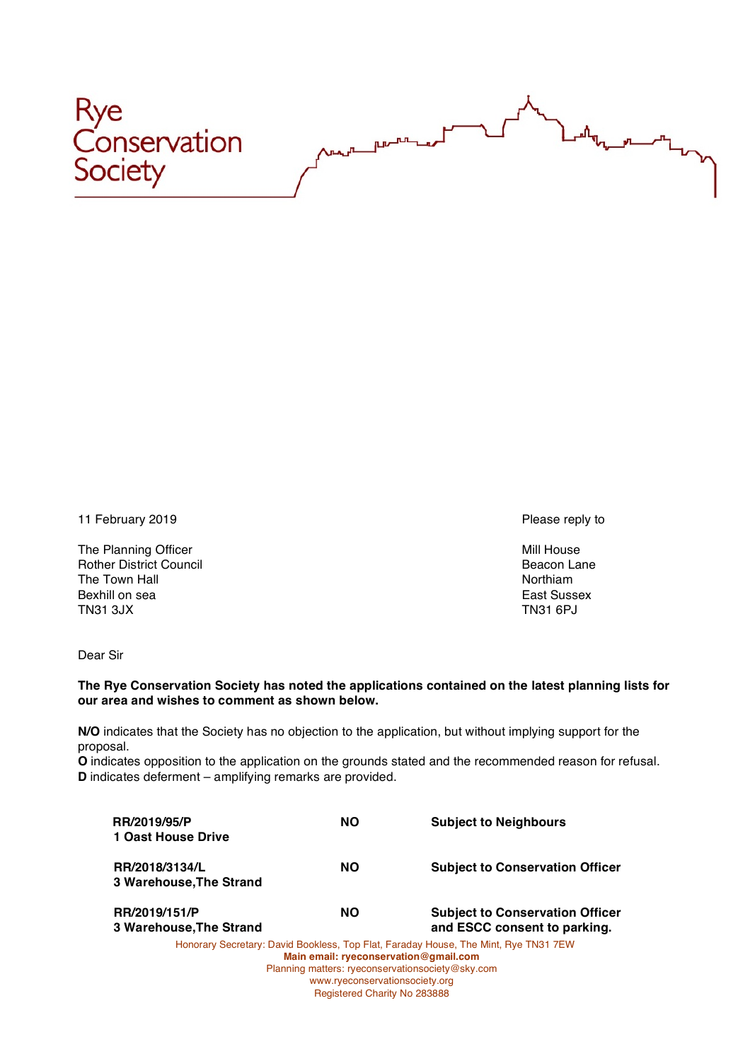Rye Conservation Society

11 February 2019

The Planning Officer
Rother District Council
The Town Hall
Bexhill on sea
TN31 3JX

Please reply to

Mill House
Beacon Lane
Northiam
East Sussex
TN31 6PJ

Dear Sir

**The Rye Conservation Society has noted the applications contained on the latest planning lists for our area and wishes to comment as shown below.**

**N/O** indicates that the Society has no objection to the application, but without implying support for the proposal.
**O** indicates opposition to the application on the grounds stated and the recommended reason for refusal.
**D** indicates deferment – amplifying remarks are provided.

| | | |
|---|---|---|
| **RR/2019/95/P**<br>**1 Oast House Drive** | **NO** | **Subject to Neighbours** |
| **RR/2018/3134/L**<br>**3 Warehouse,The Strand** | **NO** | **Subject to Conservation Officer** |
| **RR/2019/151/P**<br>**3 Warehouse,The Strand** | **NO** | **Subject to Conservation Officer and ESCC consent to parking.** |

Honorary Secretary: David Bookless, Top Flat, Faraday House, The Mint, Rye TN31 7EW
**Main email: ryeconservation@gmail.com**
Planning matters: ryeconservationsociety@sky.com
www.ryeconservationsociety.org
Registered Charity No 283888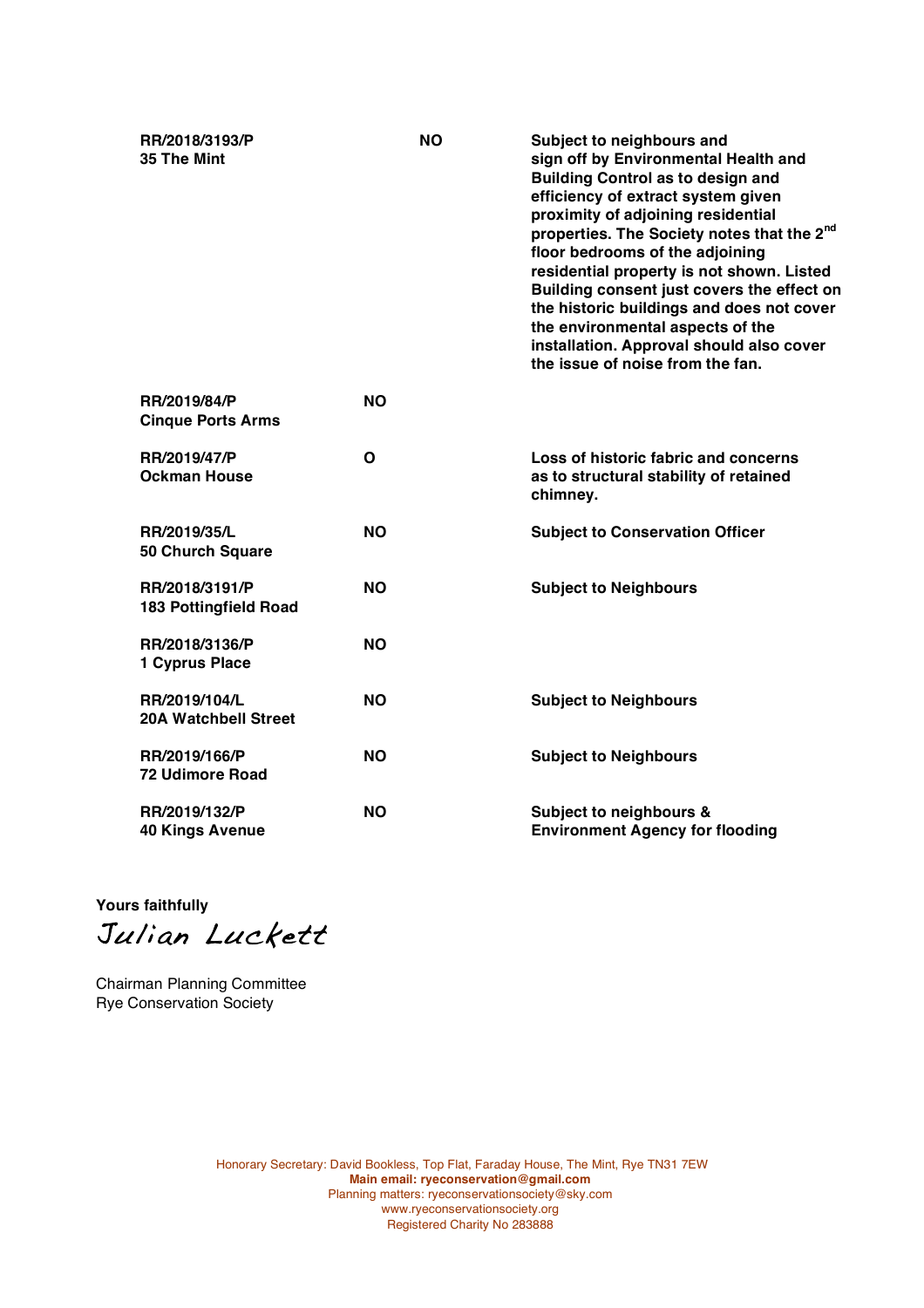| | | |
|---|---|---|
| **RR/2018/3193/P**<br>**35 The Mint** | **NO** | **Subject to neighbours and sign off by Environmental Health and Building Control as to design and efficiency of extract system given proximity of adjoining residential properties. The Society notes that the 2nd floor bedrooms of the adjoining residential property is not shown. Listed Building consent just covers the effect on the historic buildings and does not cover the environmental aspects of the installation. Approval should also cover the issue of noise from the fan.** |
| **RR/2019/84/P**<br>**Cinque Ports Arms** | **NO** | |
| **RR/2019/47/P**<br>**Ockman House** | **O** | **Loss of historic fabric and concerns as to structural stability of retained chimney.** |
| **RR/2019/35/L**<br>**50 Church Square** | **NO** | **Subject to Conservation Officer** |
| **RR/2018/3191/P**<br>**183 Pottingfield Road** | **NO** | **Subject to Neighbours** |
| **RR/2018/3136/P**<br>**1 Cyprus Place** | **NO** | |
| **RR/2019/104/L**<br>**20A Watchbell Street** | **NO** | **Subject to Neighbours** |
| **RR/2019/166/P**<br>**72 Udimore Road** | **NO** | **Subject to Neighbours** |
| **RR/2019/132/P**<br>**40 Kings Avenue** | **NO** | **Subject to neighbours & Environment Agency for flooding** |

**Yours faithfully**

*Julian Luckett*

Chairman Planning Committee
Rye Conservation Society

Honorary Secretary: David Bookless, Top Flat, Faraday House, The Mint, Rye TN31 7EW
**Main email: ryeconservation@gmail.com**
Planning matters: ryeconservationsociety@sky.com
www.ryeconservationsociety.org
Registered Charity No 283888